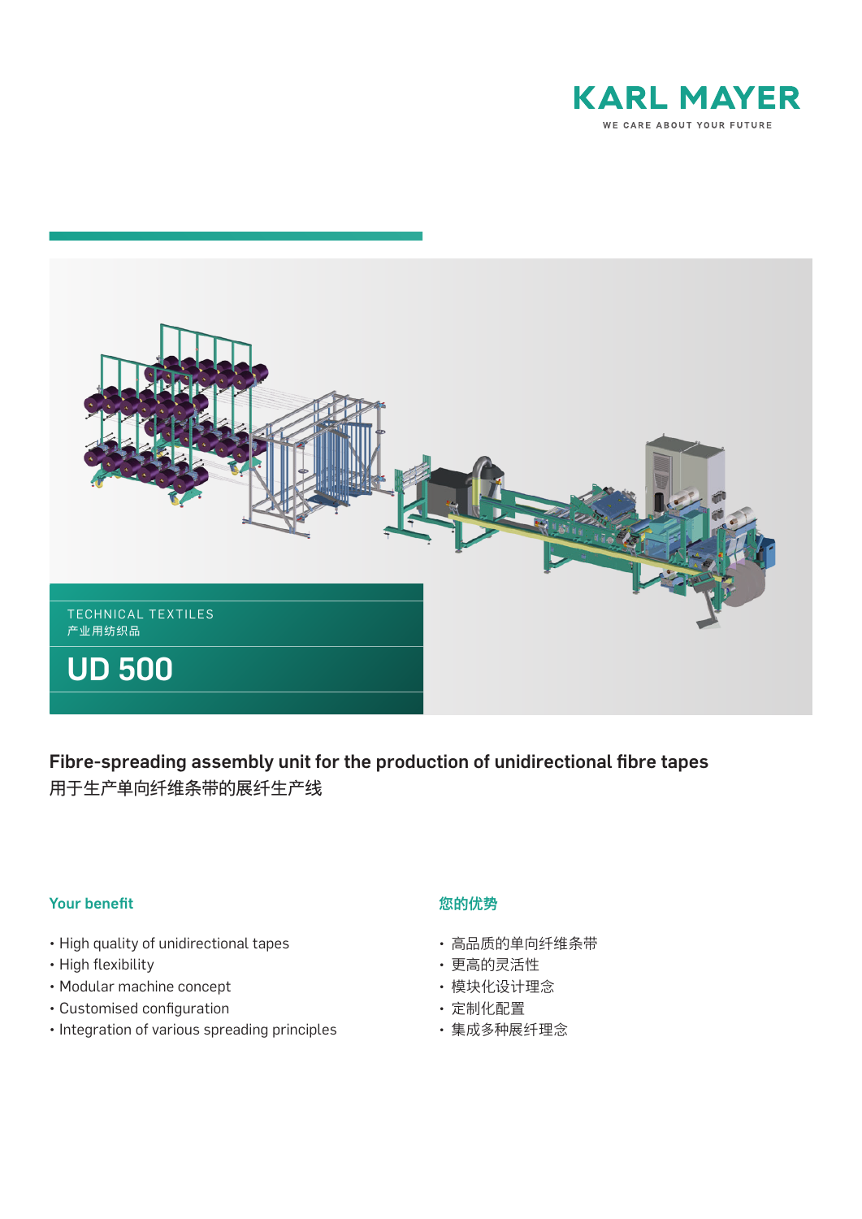KARL MAYER

WE CARE ABOUT YOUR FUTURE

TECHNICAL TEXTILES
产业用纺织品

# UD 500

## Fibre-spreading assembly unit for the production of unidirectional fibre tapes
用于生产单向纤维条带的展纤生产线

### Your benefit

- High quality of unidirectional tapes
- High flexibility
- Modular machine concept
- Customised configuration
- Integration of various spreading principles

### 您的优势

- 高品质的单向纤维条带
- 更高的灵活性
- 模块化设计理念
- 定制化配置
- 集成多种展纤理念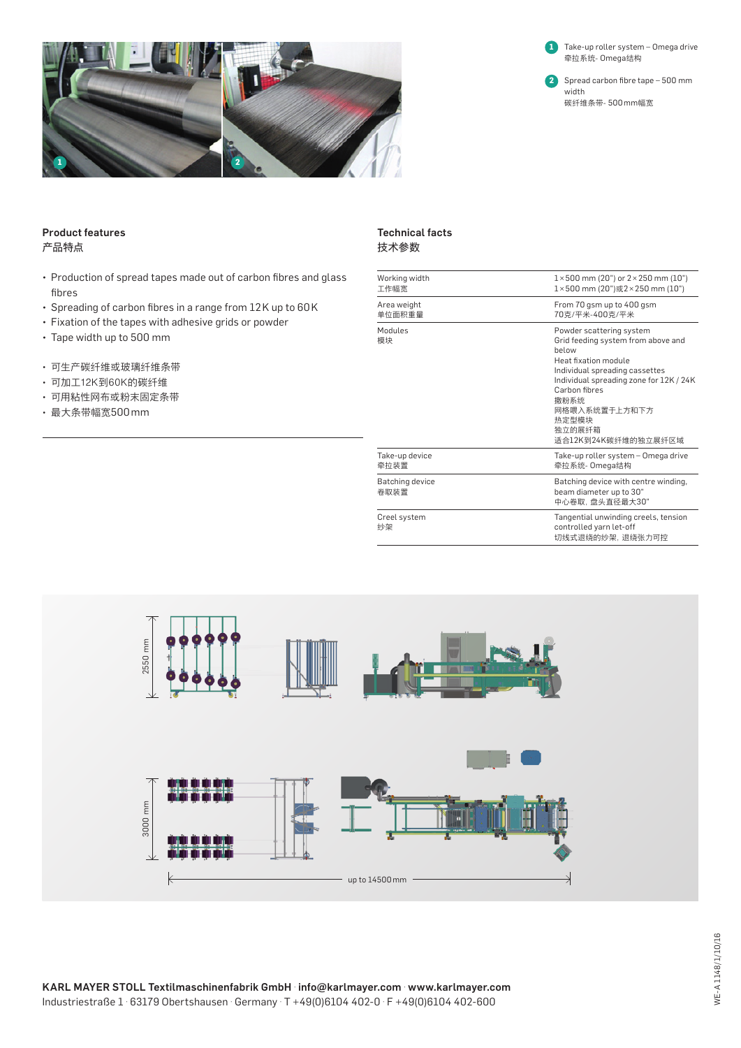1 Take-up roller system – Omega drive
牵拉系统- Omega结构

2 Spread carbon fibre tape – 500 mm width
碳纤维条带- 500mm幅宽

## Product features
产品特点

- Production of spread tapes made out of carbon fibres and glass fibres
- Spreading of carbon fibres in a range from 12K up to 60K
- Fixation of the tapes with adhesive grids or powder
- Tape width up to 500 mm

- 可生产碳纤维或玻璃纤维条带
- 可加工12K到60K的碳纤维
- 可用粘性网布或粉末固定条带
- 最大条带幅宽500mm

## Technical facts
技术参数

| | |
|---|---|
| Working width<br>工作幅宽 | 1×500 mm (20") or 2×250 mm (10")<br>1×500 mm (20")或2×250 mm (10") |
| Area weight<br>单位面积重量 | From 70 gsm up to 400 gsm<br>70克/平米-400克/平米 |
| Modules<br>模块 | Powder scattering system<br>Grid feeding system from above and below<br>Heat fixation module<br>Individual spreading cassettes<br>Individual spreading zone for 12K / 24K Carbon fibres<br>撒粉系统<br>网格喂入系统置于上方和下方<br>热定型模块<br>独立的展纤箱<br>适合12K到24K碳纤维的独立展纤区域 |
| Take-up device<br>牵拉装置 | Take-up roller system – Omega drive<br>牵拉系统- Omega结构 |
| Batching device<br>卷取装置 | Batching device with centre winding, beam diameter up to 30"<br>中心卷取, 盘头直径最大30" |
| Creel system<br>纱架 | Tangential unwinding creels, tension controlled yarn let-off<br>切线式退绕的纱架, 退绕张力可控 |

2550 mm

3000 mm

up to 14500 mm

**KARL MAYER STOLL Textilmaschinenfabrik GmbH** · **info@karlmayer.com** · **www.karlmayer.com**
Industriestraße 1 · 63179 Obertshausen · Germany · T +49(0)6104 402-0 · F +49(0)6104 402-600

WE-A 1148/1/10/16